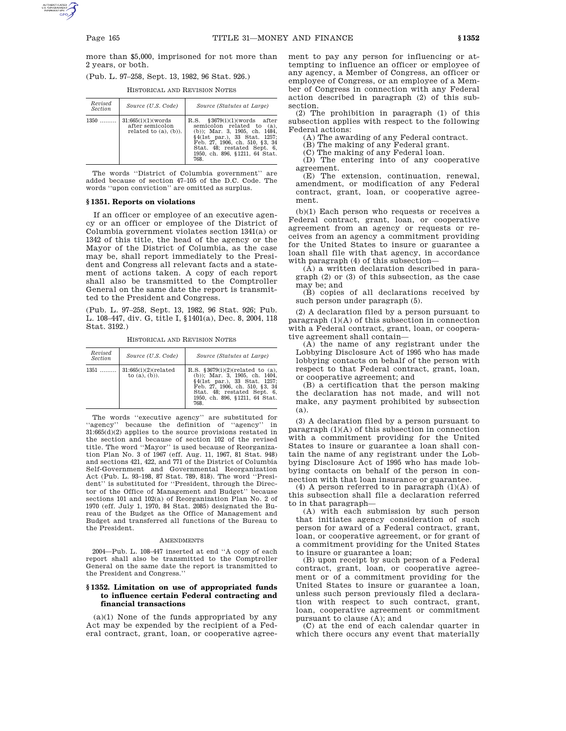more than $5,000, imprisoned for not more than 2 years, or both.

(Pub. L. 97–258, Sept. 13, 1982, 96 Stat. 926.)

HISTORICAL AND REVISION NOTES

| Revised Section | Source (U.S. Code) | Source (Statutes at Large) |
|---|---|---|
| 1350 ......... | 31:665(i)(1)(words after semicolon related to (a), (b)). | R.S. §3679(i)(1)(words after semicolon related to (a), (b)); Mar. 3, 1905, ch. 1484, §4(1st par.), 33 Stat. 1257; Feb. 27, 1906, ch. 510, §3, 34 Stat. 48; restated Sept. 6, 1950, ch. 896, §1211, 64 Stat. 768. |

The words "District of Columbia government" are added because of section 47–105 of the D.C. Code. The words "upon conviction" are omitted as surplus.

### §1351. Reports on violations

If an officer or employee of an executive agency or an officer or employee of the District of Columbia government violates section 1341(a) or 1342 of this title, the head of the agency or the Mayor of the District of Columbia, as the case may be, shall report immediately to the President and Congress all relevant facts and a statement of actions taken. A copy of each report shall also be transmitted to the Comptroller General on the same date the report is transmitted to the President and Congress.

(Pub. L. 97–258, Sept. 13, 1982, 96 Stat. 926; Pub. L. 108–447, div. G, title I, §1401(a), Dec. 8, 2004, 118 Stat. 3192.)

HISTORICAL AND REVISION NOTES

| Revised Section | Source (U.S. Code) | Source (Statutes at Large) |
|---|---|---|
| 1351 ......... | 31:665(i)(2)(related to (a), (b)). | R.S. §3679(i)(2)(related to (a), (b)); Mar. 3, 1905, ch. 1484, §4(1st par.), 33 Stat. 1257; Feb. 27, 1906, ch. 510, §3, 34 Stat. 48; restated Sept. 6, 1950, ch. 896, §1211, 64 Stat. 768. |

The words "executive agency" are substituted for "agency" because the definition of "agency" in 31:665(d)(2) applies to the source provisions restated in the section and because of section 102 of the revised title. The word "Mayor" is used because of Reorganization Plan No. 3 of 1967 (eff. Aug. 11, 1967, 81 Stat. 948) and sections 421, 422, and 771 of the District of Columbia Self-Government and Governmental Reorganization Act (Pub. L. 93–198, 87 Stat. 789, 818). The word "President" is substituted for "President, through the Director of the Office of Management and Budget" because sections 101 and 102(a) of Reorganization Plan No. 2 of 1970 (eff. July 1, 1970, 84 Stat. 2085) designated the Bureau of the Budget as the Office of Management and Budget and transferred all functions of the Bureau to the President.

AMENDMENTS

2004—Pub. L. 108–447 inserted at end "A copy of each report shall also be transmitted to the Comptroller General on the same date the report is transmitted to the President and Congress."

### §1352. Limitation on use of appropriated funds to influence certain Federal contracting and financial transactions

(a)(1) None of the funds appropriated by any Act may be expended by the recipient of a Federal contract, grant, loan, or cooperative agreement to pay any person for influencing or attempting to influence an officer or employee of any agency, a Member of Congress, an officer or employee of Congress, or an employee of a Member of Congress in connection with any Federal action described in paragraph (2) of this subsection.

(2) The prohibition in paragraph (1) of this subsection applies with respect to the following Federal actions:

(A) The awarding of any Federal contract.

(B) The making of any Federal grant.

(C) The making of any Federal loan.

(D) The entering into of any cooperative agreement.

(E) The extension, continuation, renewal, amendment, or modification of any Federal contract, grant, loan, or cooperative agreement.

(b)(1) Each person who requests or receives a Federal contract, grant, loan, or cooperative agreement from an agency or requests or receives from an agency a commitment providing for the United States to insure or guarantee a loan shall file with that agency, in accordance with paragraph (4) of this subsection—

(A) a written declaration described in paragraph (2) or (3) of this subsection, as the case may be; and

(B) copies of all declarations received by such person under paragraph (5).

(2) A declaration filed by a person pursuant to paragraph (1)(A) of this subsection in connection with a Federal contract, grant, loan, or cooperative agreement shall contain—

(A) the name of any registrant under the Lobbying Disclosure Act of 1995 who has made lobbying contacts on behalf of the person with respect to that Federal contract, grant, loan, or cooperative agreement; and

(B) a certification that the person making the declaration has not made, and will not make, any payment prohibited by subsection (a).

(3) A declaration filed by a person pursuant to paragraph (1)(A) of this subsection in connection with a commitment providing for the United States to insure or guarantee a loan shall contain the name of any registrant under the Lobbying Disclosure Act of 1995 who has made lobbying contacts on behalf of the person in connection with that loan insurance or guarantee.

(4) A person referred to in paragraph (1)(A) of this subsection shall file a declaration referred to in that paragraph—

(A) with each submission by such person that initiates agency consideration of such person for award of a Federal contract, grant, loan, or cooperative agreement, or for grant of a commitment providing for the United States to insure or guarantee a loan;

(B) upon receipt by such person of a Federal contract, grant, loan, or cooperative agreement or of a commitment providing for the United States to insure or guarantee a loan, unless such person previously filed a declaration with respect to such contract, grant, loan, cooperative agreement or commitment pursuant to clause (A); and

(C) at the end of each calendar quarter in which there occurs any event that materially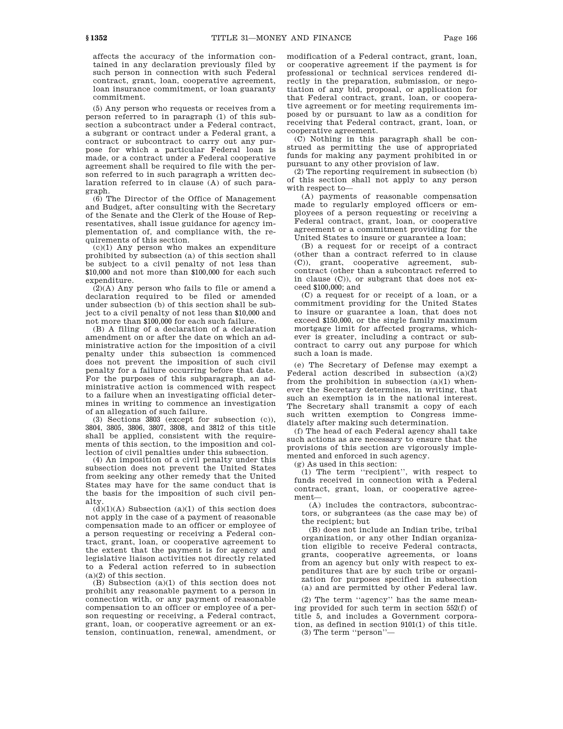affects the accuracy of the information contained in any declaration previously filed by such person in connection with such Federal contract, grant, loan, cooperative agreement, loan insurance commitment, or loan guaranty commitment.

(5) Any person who requests or receives from a person referred to in paragraph (1) of this subsection a subcontract under a Federal contract, a subgrant or contract under a Federal grant, a contract or subcontract to carry out any purpose for which a particular Federal loan is made, or a contract under a Federal cooperative agreement shall be required to file with the person referred to in such paragraph a written declaration referred to in clause (A) of such paragraph.

(6) The Director of the Office of Management and Budget, after consulting with the Secretary of the Senate and the Clerk of the House of Representatives, shall issue guidance for agency implementation of, and compliance with, the requirements of this section.

(c)(1) Any person who makes an expenditure prohibited by subsection (a) of this section shall be subject to a civil penalty of not less than $10,000 and not more than $100,000 for each such expenditure.

(2)(A) Any person who fails to file or amend a declaration required to be filed or amended under subsection (b) of this section shall be subject to a civil penalty of not less than $10,000 and not more than $100,000 for each such failure.

(B) A filing of a declaration of a declaration amendment on or after the date on which an administrative action for the imposition of a civil penalty under this subsection is commenced does not prevent the imposition of such civil penalty for a failure occurring before that date. For the purposes of this subparagraph, an administrative action is commenced with respect to a failure when an investigating official determines in writing to commence an investigation of an allegation of such failure.

(3) Sections 3803 (except for subsection (c)), 3804, 3805, 3806, 3807, 3808, and 3812 of this title shall be applied, consistent with the requirements of this section, to the imposition and collection of civil penalties under this subsection.

(4) An imposition of a civil penalty under this subsection does not prevent the United States from seeking any other remedy that the United States may have for the same conduct that is the basis for the imposition of such civil penalty.

(d)(1)(A) Subsection (a)(1) of this section does not apply in the case of a payment of reasonable compensation made to an officer or employee of a person requesting or receiving a Federal contract, grant, loan, or cooperative agreement to the extent that the payment is for agency and legislative liaison activities not directly related to a Federal action referred to in subsection (a)(2) of this section.

(B) Subsection (a)(1) of this section does not prohibit any reasonable payment to a person in connection with, or any payment of reasonable compensation to an officer or employee of a person requesting or receiving, a Federal contract, grant, loan, or cooperative agreement or an extension, continuation, renewal, amendment, or modification of a Federal contract, grant, loan, or cooperative agreement if the payment is for professional or technical services rendered directly in the preparation, submission, or negotiation of any bid, proposal, or application for that Federal contract, grant, loan, or cooperative agreement or for meeting requirements imposed by or pursuant to law as a condition for receiving that Federal contract, grant, loan, or cooperative agreement.

(C) Nothing in this paragraph shall be construed as permitting the use of appropriated funds for making any payment prohibited in or pursuant to any other provision of law.

(2) The reporting requirement in subsection (b) of this section shall not apply to any person with respect to—

(A) payments of reasonable compensation made to regularly employed officers or employees of a person requesting or receiving a Federal contract, grant, loan, or cooperative agreement or a commitment providing for the United States to insure or guarantee a loan;

(B) a request for or receipt of a contract (other than a contract referred to in clause (C)), grant, cooperative agreement, subcontract (other than a subcontract referred to in clause (C)), or subgrant that does not exceed $100,000; and

(C) a request for or receipt of a loan, or a commitment providing for the United States to insure or guarantee a loan, that does not exceed $150,000, or the single family maximum mortgage limit for affected programs, whichever is greater, including a contract or subcontract to carry out any purpose for which such a loan is made.

(e) The Secretary of Defense may exempt a Federal action described in subsection (a)(2) from the prohibition in subsection (a)(1) whenever the Secretary determines, in writing, that such an exemption is in the national interest. The Secretary shall transmit a copy of each such written exemption to Congress immediately after making such determination.

(f) The head of each Federal agency shall take such actions as are necessary to ensure that the provisions of this section are vigorously implemented and enforced in such agency.

(g) As used in this section:

(1) The term "recipient", with respect to funds received in connection with a Federal contract, grant, loan, or cooperative agreement—

(A) includes the contractors, subcontractors, or subgrantees (as the case may be) of the recipient; but

(B) does not include an Indian tribe, tribal organization, or any other Indian organization eligible to receive Federal contracts, grants, cooperative agreements, or loans from an agency but only with respect to expenditures that are by such tribe or organization for purposes specified in subsection (a) and are permitted by other Federal law.

(2) The term "agency" has the same meaning provided for such term in section 552(f) of title 5, and includes a Government corporation, as defined in section 9101(1) of this title.

(3) The term "person"—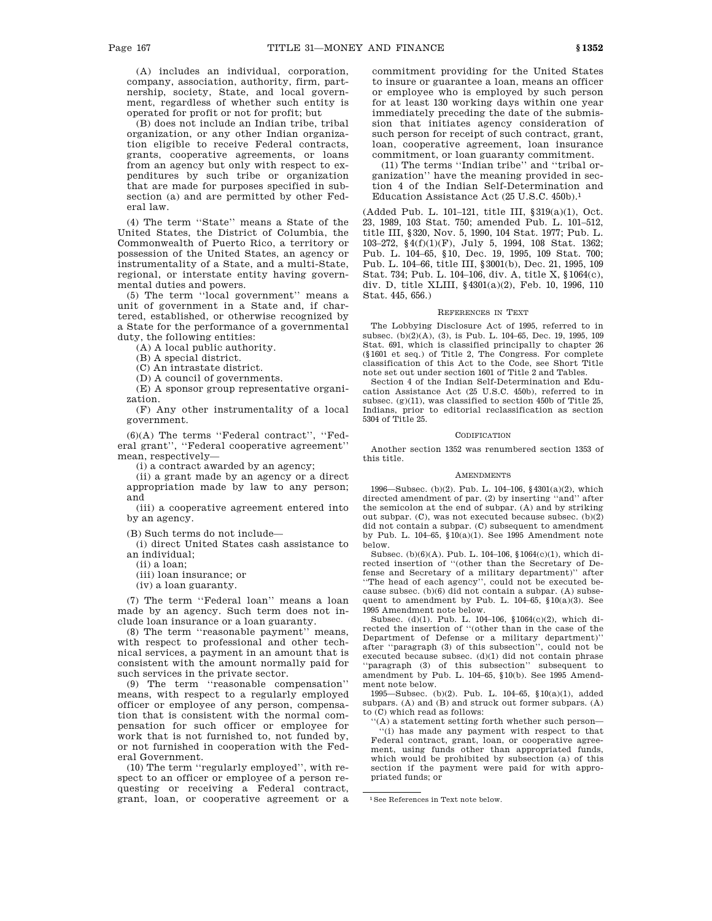(A) includes an individual, corporation, company, association, authority, firm, partnership, society, State, and local government, regardless of whether such entity is operated for profit or not for profit; but

(B) does not include an Indian tribe, tribal organization, or any other Indian organization eligible to receive Federal contracts, grants, cooperative agreements, or loans from an agency but only with respect to expenditures by such tribe or organization that are made for purposes specified in subsection (a) and are permitted by other Federal law.

(4) The term ''State'' means a State of the United States, the District of Columbia, the Commonwealth of Puerto Rico, a territory or possession of the United States, an agency or instrumentality of a State, and a multi-State, regional, or interstate entity having governmental duties and powers.

(5) The term ''local government'' means a unit of government in a State and, if chartered, established, or otherwise recognized by a State for the performance of a governmental duty, the following entities:

(A) A local public authority.

(B) A special district.

(C) An intrastate district.

(D) A council of governments.

(E) A sponsor group representative organization.

(F) Any other instrumentality of a local government.

(6)(A) The terms ''Federal contract'', ''Federal grant'', ''Federal cooperative agreement'' mean, respectively—

(i) a contract awarded by an agency;

(ii) a grant made by an agency or a direct appropriation made by law to any person; and

(iii) a cooperative agreement entered into by an agency.

(B) Such terms do not include—

(i) direct United States cash assistance to an individual;

(ii) a loan;

(iii) loan insurance; or

(iv) a loan guaranty.

(7) The term ''Federal loan'' means a loan made by an agency. Such term does not include loan insurance or a loan guaranty.

(8) The term ''reasonable payment'' means, with respect to professional and other technical services, a payment in an amount that is consistent with the amount normally paid for such services in the private sector.

(9) The term ''reasonable compensation'' means, with respect to a regularly employed officer or employee of any person, compensation that is consistent with the normal compensation for such officer or employee for work that is not furnished to, not funded by, or not furnished in cooperation with the Federal Government.

(10) The term ''regularly employed'', with respect to an officer or employee of a person requesting or receiving a Federal contract, grant, loan, or cooperative agreement or a commitment providing for the United States to insure or guarantee a loan, means an officer or employee who is employed by such person for at least 130 working days within one year immediately preceding the date of the submission that initiates agency consideration of such person for receipt of such contract, grant, loan, cooperative agreement, loan insurance commitment, or loan guaranty commitment.

(11) The terms ''Indian tribe'' and ''tribal organization'' have the meaning provided in section 4 of the Indian Self-Determination and Education Assistance Act (25 U.S.C. 450b).[1]

(Added Pub. L. 101–121, title III, §319(a)(1), Oct. 23, 1989, 103 Stat. 750; amended Pub. L. 101–512, title III, §320, Nov. 5, 1990, 104 Stat. 1977; Pub. L. 103–272, §4(f)(1)(F), July 5, 1994, 108 Stat. 1362; Pub. L. 104–65, §10, Dec. 19, 1995, 109 Stat. 700; Pub. L. 104–66, title III, §3001(b), Dec. 21, 1995, 109 Stat. 734; Pub. L. 104–106, div. A, title X, §1064(c), div. D, title XLIII, §4301(a)(2), Feb. 10, 1996, 110 Stat. 445, 656.)

## References in Text

The Lobbying Disclosure Act of 1995, referred to in subsec. (b)(2)(A), (3), is Pub. L. 104–65, Dec. 19, 1995, 109 Stat. 691, which is classified principally to chapter 26 (§1601 et seq.) of Title 2, The Congress. For complete classification of this Act to the Code, see Short Title note set out under section 1601 of Title 2 and Tables.

Section 4 of the Indian Self-Determination and Education Assistance Act (25 U.S.C. 450b), referred to in subsec. (g)(11), was classified to section 450b of Title 25, Indians, prior to editorial reclassification as section 5304 of Title 25.

## Codification

Another section 1352 was renumbered section 1353 of this title.

## Amendments

1996—Subsec. (b)(2). Pub. L. 104–106, §4301(a)(2), which directed amendment of par. (2) by inserting ''and'' after the semicolon at the end of subpar. (A) and by striking out subpar. (C), was not executed because subsec. (b)(2) did not contain a subpar. (C) subsequent to amendment by Pub. L. 104–65, §10(a)(1). See 1995 Amendment note below.

Subsec. (b)(6)(A). Pub. L. 104–106, §1064(c)(1), which directed insertion of ''(other than the Secretary of Defense and Secretary of a military department)'' after ''The head of each agency'', could not be executed because subsec. (b)(6) did not contain a subpar. (A) subsequent to amendment by Pub. L. 104–65, §10(a)(3). See 1995 Amendment note below.

Subsec. (d)(1). Pub. L. 104–106, §1064(c)(2), which directed the insertion of ''(other than in the case of the Department of Defense or a military department)'' after ''paragraph (3) of this subsection'', could not be executed because subsec. (d)(1) did not contain phrase ''paragraph (3) of this subsection'' subsequent to amendment by Pub. L. 104–65, §10(b). See 1995 Amendment note below.

1995—Subsec. (b)(2). Pub. L. 104–65, §10(a)(1), added subpars. (A) and (B) and struck out former subpars. (A) to (C) which read as follows:

''(A) a statement setting forth whether such person—

''(i) has made any payment with respect to that Federal contract, grant, loan, or cooperative agreement, using funds other than appropriated funds, which would be prohibited by subsection (a) of this section if the payment were paid for with appropriated funds; or

---

[1] See References in Text note below.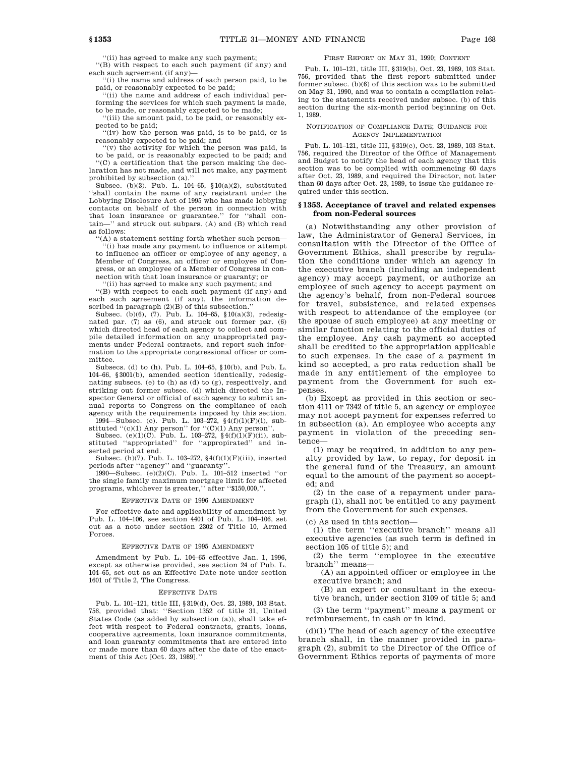''(ii) has agreed to make any such payment;

''(B) with respect to each such payment (if any) and each such agreement (if any)—

''(i) the name and address of each person paid, to be paid, or reasonably expected to be paid;

''(ii) the name and address of each individual performing the services for which such payment is made, to be made, or reasonably expected to be made;

''(iii) the amount paid, to be paid, or reasonably expected to be paid;

''(iv) how the person was paid, is to be paid, or is reasonably expected to be paid; and

''(v) the activity for which the person was paid, is to be paid, or is reasonably expected to be paid; and

''(C) a certification that the person making the declaration has not made, and will not make, any payment prohibited by subsection (a).''

Subsec. (b)(3). Pub. L. 104–65, §10(a)(2), substituted ''shall contain the name of any registrant under the Lobbying Disclosure Act of 1995 who has made lobbying contacts on behalf of the person in connection with that loan insurance or guarantee.'' for ''shall contain—'' and struck out subpars. (A) and (B) which read as follows:

''(A) a statement setting forth whether such person—

''(i) has made any payment to influence or attempt to influence an officer or employee of any agency, a Member of Congress, an officer or employee of Congress, or an employee of a Member of Congress in connection with that loan insurance or guaranty; or

''(ii) has agreed to make any such payment; and

''(B) with respect to each such payment (if any) and each such agreement (if any), the information described in paragraph (2)(B) of this subsection.''

Subsec. (b)(6), (7). Pub. L. 104–65, §10(a)(3), redesignated par. (7) as (6), and struck out former par. (6) which directed head of each agency to collect and compile detailed information on any unappropriated payments under Federal contracts, and report such information to the appropriate congressional officer or committee.

Subsecs. (d) to (h). Pub. L. 104–65, §10(b), and Pub. L. 104–66, §3001(b), amended section identically, redesignating subsecs. (e) to (h) as (d) to (g), respectively, and striking out former subsec. (d) which directed the Inspector General or official of each agency to submit annual reports to Congress on the compliance of each agency with the requirements imposed by this section.

1994—Subsec. (c). Pub. L. 103–272, §4(f)(1)(F)(i), substituted ''(c)(1) Any person'' for ''(C)(1) Any person''.

Subsec. (e)(1)(C). Pub. L. 103–272, §4(f)(1)(F)(ii), substituted ''appropriated'' for ''appropirated'' and inserted period at end.

Subsec. (h)(7). Pub. L. 103–272, §4(f)(1)(F)(iii), inserted periods after ''agency'' and ''guaranty''.

1990—Subsec. (e)(2)(C). Pub. L. 101–512 inserted ''or the single family maximum mortgage limit for affected programs, whichever is greater,'' after ''$150,000,''.

EFFECTIVE DATE OF 1996 AMENDMENT

For effective date and applicability of amendment by Pub. L. 104–106, see section 4401 of Pub. L. 104–106, set out as a note under section 2302 of Title 10, Armed Forces.

EFFECTIVE DATE OF 1995 AMENDMENT

Amendment by Pub. L. 104–65 effective Jan. 1, 1996, except as otherwise provided, see section 24 of Pub. L. 104–65, set out as an Effective Date note under section 1601 of Title 2, The Congress.

EFFECTIVE DATE

Pub. L. 101–121, title III, §319(d), Oct. 23, 1989, 103 Stat. 756, provided that: ''Section 1352 of title 31, United States Code (as added by subsection (a)), shall take effect with respect to Federal contracts, grants, loans, cooperative agreements, loan insurance commitments, and loan guaranty commitments that are entered into or made more than 60 days after the date of the enactment of this Act [Oct. 23, 1989].''

FIRST REPORT ON MAY 31, 1990; CONTENT

Pub. L. 101–121, title III, §319(b), Oct. 23, 1989, 103 Stat. 756, provided that the first report submitted under former subsec. (b)(6) of this section was to be submitted on May 31, 1990, and was to contain a compilation relating to the statements received under subsec. (b) of this section during the six-month period beginning on Oct. 1, 1989.

NOTIFICATION OF COMPLIANCE DATE; GUIDANCE FOR AGENCY IMPLEMENTATION

Pub. L. 101–121, title III, §319(c), Oct. 23, 1989, 103 Stat. 756, required the Director of the Office of Management and Budget to notify the head of each agency that this section was to be complied with commencing 60 days after Oct. 23, 1989, and required the Director, not later than 60 days after Oct. 23, 1989, to issue the guidance required under this section.

### §1353. Acceptance of travel and related expenses from non-Federal sources

(a) Notwithstanding any other provision of law, the Administrator of General Services, in consultation with the Director of the Office of Government Ethics, shall prescribe by regulation the conditions under which an agency in the executive branch (including an independent agency) may accept payment, or authorize an employee of such agency to accept payment on the agency's behalf, from non-Federal sources for travel, subsistence, and related expenses with respect to attendance of the employee (or the spouse of such employee) at any meeting or similar function relating to the official duties of the employee. Any cash payment so accepted shall be credited to the appropriation applicable to such expenses. In the case of a payment in kind so accepted, a pro rata reduction shall be made in any entitlement of the employee to payment from the Government for such expenses.

(b) Except as provided in this section or section 4111 or 7342 of title 5, an agency or employee may not accept payment for expenses referred to in subsection (a). An employee who accepts any payment in violation of the preceding sentence—

(1) may be required, in addition to any penalty provided by law, to repay, for deposit in the general fund of the Treasury, an amount equal to the amount of the payment so accepted; and

(2) in the case of a repayment under paragraph (1), shall not be entitled to any payment from the Government for such expenses.

(c) As used in this section—

(1) the term ''executive branch'' means all executive agencies (as such term is defined in section 105 of title 5); and

(2) the term ''employee in the executive branch'' means—

(A) an appointed officer or employee in the executive branch; and

(B) an expert or consultant in the executive branch, under section 3109 of title 5; and

(3) the term ''payment'' means a payment or reimbursement, in cash or in kind.

(d)(1) The head of each agency of the executive branch shall, in the manner provided in paragraph (2), submit to the Director of the Office of Government Ethics reports of payments of more